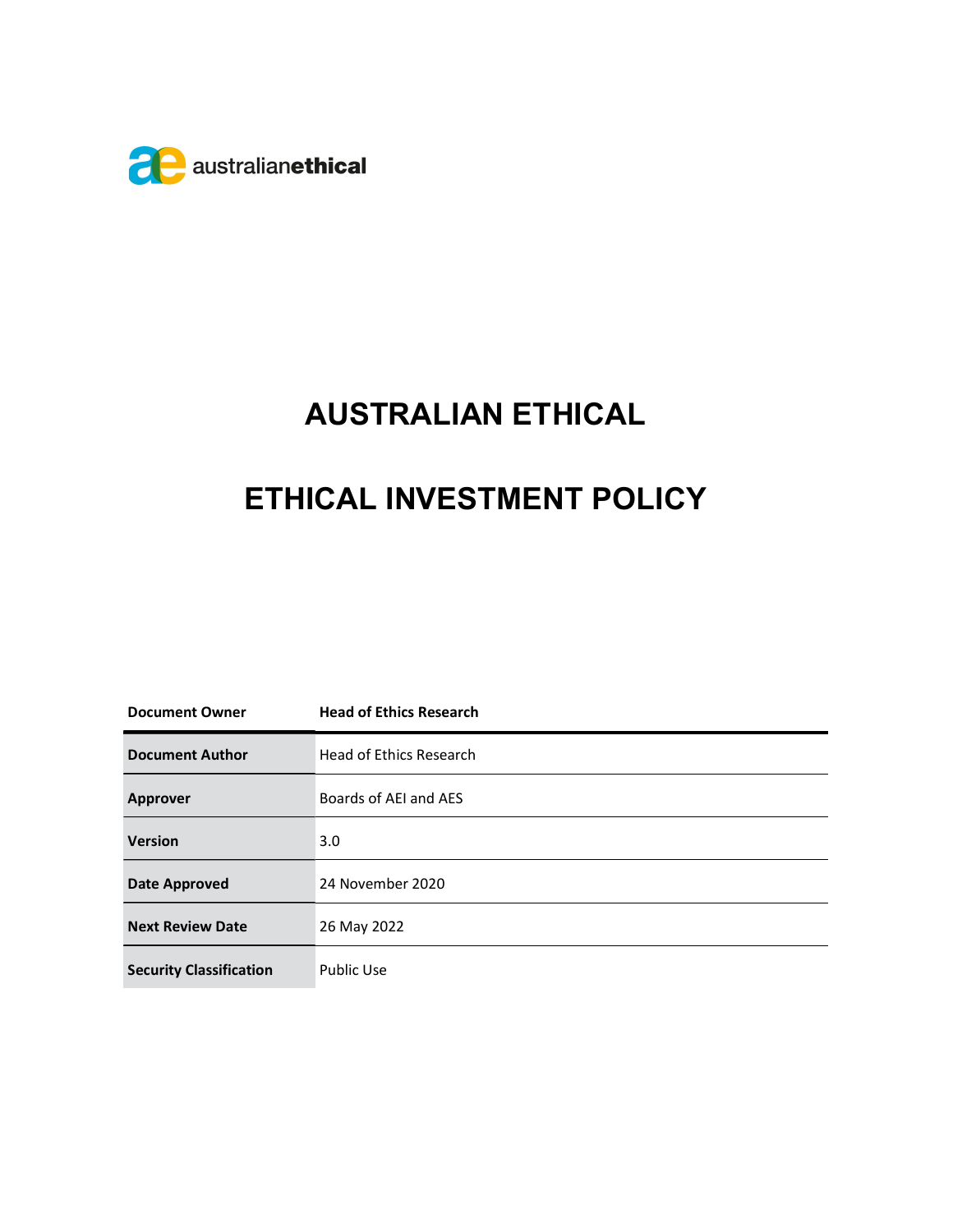australianethical

# AUSTRALIAN ETHICAL

# ETHICAL INVESTMENT POLICY

| Document Owner | Head of Ethics Research |
| --- | --- |
| Document Author | Head of Ethics Research |
| Approver | Boards of AEI and AES |
| Version | 3.0 |
| Date Approved | 24 November 2020 |
| Next Review Date | 26 May 2022 |
| Security Classification | Public Use |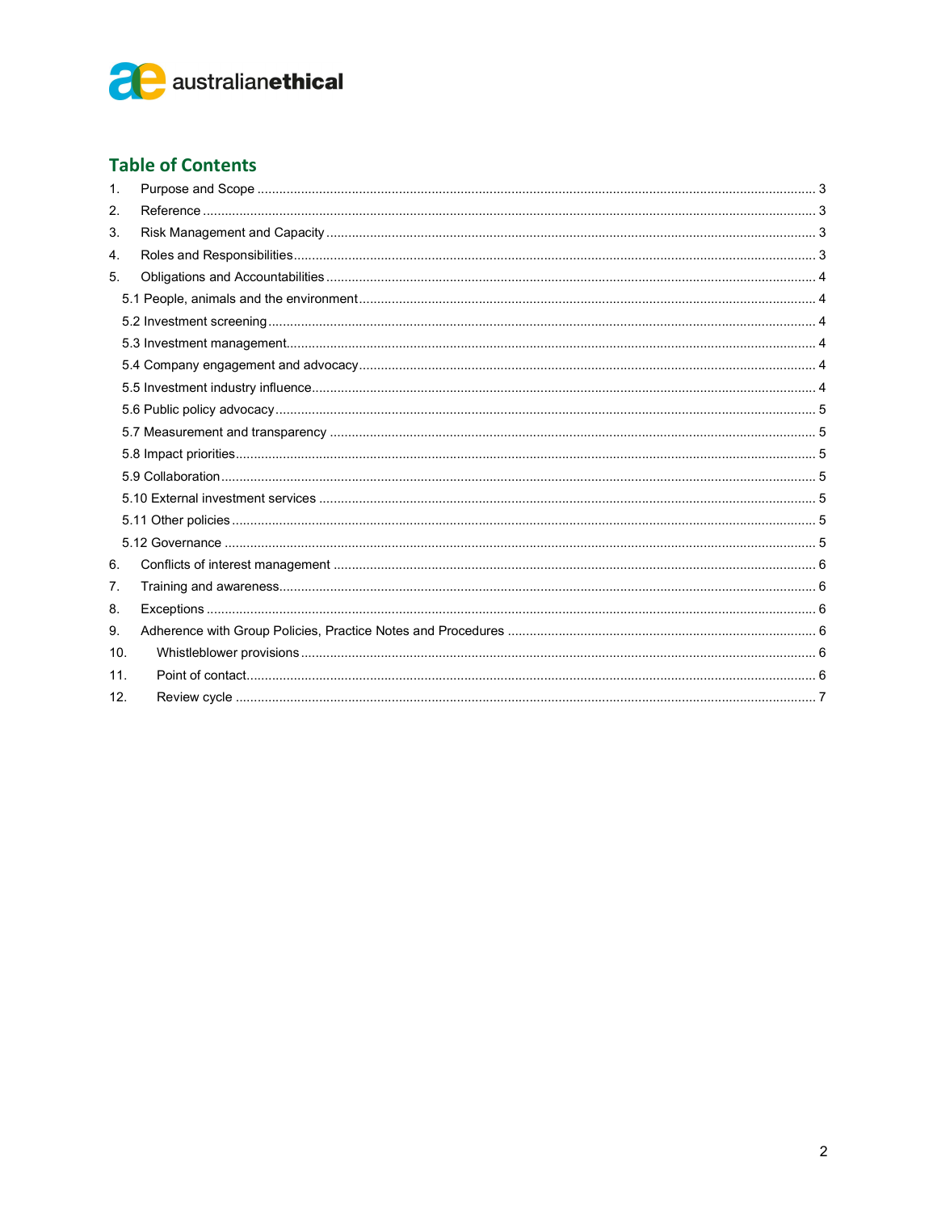## Table of Contents

1. Purpose and Scope .......... 3
2. Reference .......... 3
3. Risk Management and Capacity .......... 3
4. Roles and Responsibilities .......... 3
5. Obligations and Accountabilities .......... 4
   - 5.1 People, animals and the environment .......... 4
   - 5.2 Investment screening .......... 4
   - 5.3 Investment management .......... 4
   - 5.4 Company engagement and advocacy .......... 4
   - 5.5 Investment industry influence .......... 4
   - 5.6 Public policy advocacy .......... 5
   - 5.7 Measurement and transparency .......... 5
   - 5.8 Impact priorities .......... 5
   - 5.9 Collaboration .......... 5
   - 5.10 External investment services .......... 5
   - 5.11 Other policies .......... 5
   - 5.12 Governance .......... 5
6. Conflicts of interest management .......... 6
7. Training and awareness .......... 6
8. Exceptions .......... 6
9. Adherence with Group Policies, Practice Notes and Procedures .......... 6
10. Whistleblower provisions .......... 6
11. Point of contact .......... 6
12. Review cycle .......... 7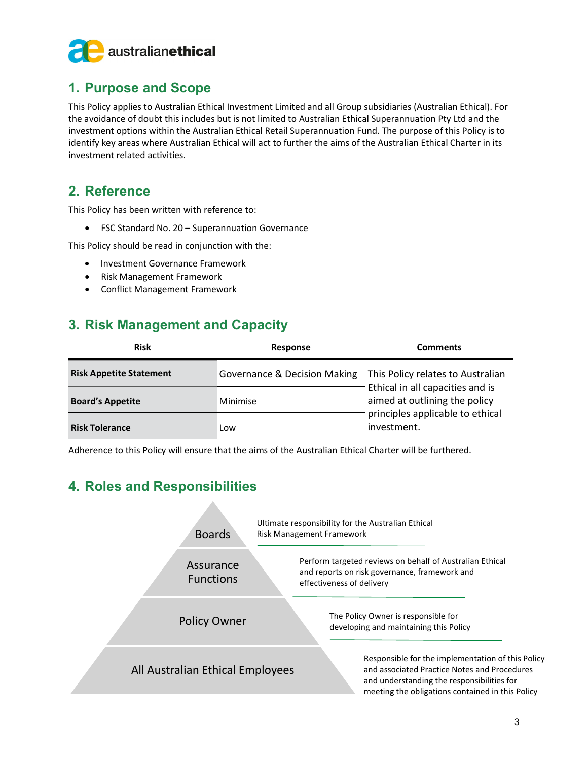## 1. Purpose and Scope

This Policy applies to Australian Ethical Investment Limited and all Group subsidiaries (Australian Ethical). For the avoidance of doubt this includes but is not limited to Australian Ethical Superannuation Pty Ltd and the investment options within the Australian Ethical Retail Superannuation Fund. The purpose of this Policy is to identify key areas where Australian Ethical will act to further the aims of the Australian Ethical Charter in its investment related activities.

## 2. Reference

This Policy has been written with reference to:

- FSC Standard No. 20 – Superannuation Governance

This Policy should be read in conjunction with the:

- Investment Governance Framework
- Risk Management Framework
- Conflict Management Framework

## 3. Risk Management and Capacity

| Risk | Response | Comments |
|---|---|---|
| **Risk Appetite Statement** | Governance & Decision Making | This Policy relates to Australian Ethical in all capacities and is aimed at outlining the policy principles applicable to ethical investment. |
| **Board's Appetite** | Minimise | |
| **Risk Tolerance** | Low | |

Adherence to this Policy will ensure that the aims of the Australian Ethical Charter will be furthered.

## 4. Roles and Responsibilities

- **Boards**: Ultimate responsibility for the Australian Ethical Risk Management Framework
- **Assurance Functions**: Perform targeted reviews on behalf of Australian Ethical and reports on risk governance, framework and effectiveness of delivery
- **Policy Owner**: The Policy Owner is responsible for developing and maintaining this Policy
- **All Australian Ethical Employees**: Responsible for the implementation of this Policy and associated Practice Notes and Procedures and understanding the responsibilities for meeting the obligations contained in this Policy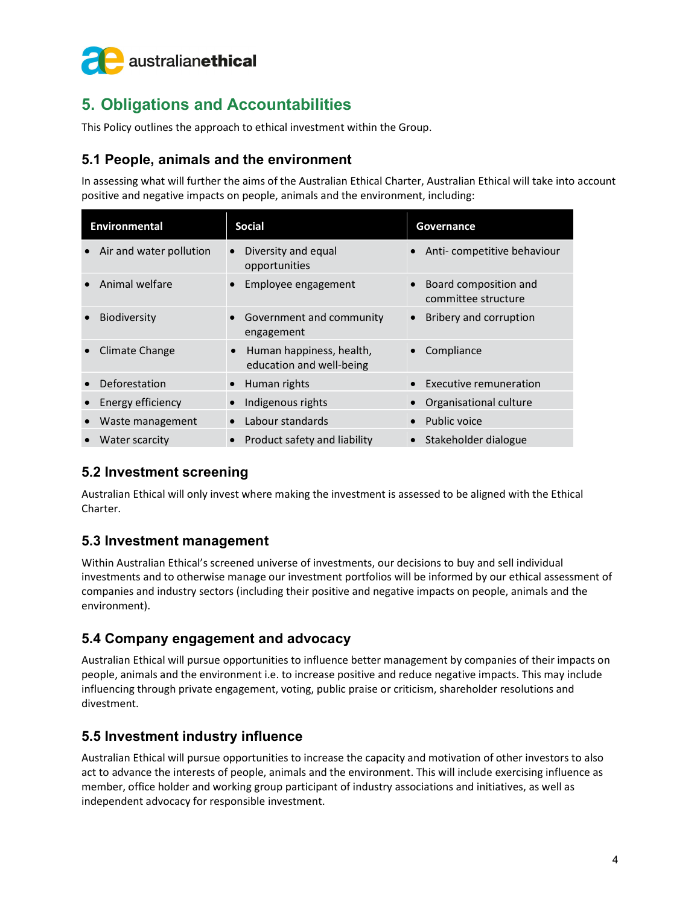## 5. Obligations and Accountabilities

This Policy outlines the approach to ethical investment within the Group.

### 5.1 People, animals and the environment

In assessing what will further the aims of the Australian Ethical Charter, Australian Ethical will take into account positive and negative impacts on people, animals and the environment, including:

| Environmental | Social | Governance |
|---|---|---|
| • Air and water pollution | • Diversity and equal opportunities | • Anti- competitive behaviour |
| • Animal welfare | • Employee engagement | • Board composition and committee structure |
| • Biodiversity | • Government and community engagement | • Bribery and corruption |
| • Climate Change | • Human happiness, health, education and well-being | • Compliance |
| • Deforestation | • Human rights | • Executive remuneration |
| • Energy efficiency | • Indigenous rights | • Organisational culture |
| • Waste management | • Labour standards | • Public voice |
| • Water scarcity | • Product safety and liability | • Stakeholder dialogue |

### 5.2 Investment screening

Australian Ethical will only invest where making the investment is assessed to be aligned with the Ethical Charter.

### 5.3 Investment management

Within Australian Ethical's screened universe of investments, our decisions to buy and sell individual investments and to otherwise manage our investment portfolios will be informed by our ethical assessment of companies and industry sectors (including their positive and negative impacts on people, animals and the environment).

### 5.4 Company engagement and advocacy

Australian Ethical will pursue opportunities to influence better management by companies of their impacts on people, animals and the environment i.e. to increase positive and reduce negative impacts. This may include influencing through private engagement, voting, public praise or criticism, shareholder resolutions and divestment.

### 5.5 Investment industry influence

Australian Ethical will pursue opportunities to increase the capacity and motivation of other investors to also act to advance the interests of people, animals and the environment. This will include exercising influence as member, office holder and working group participant of industry associations and initiatives, as well as independent advocacy for responsible investment.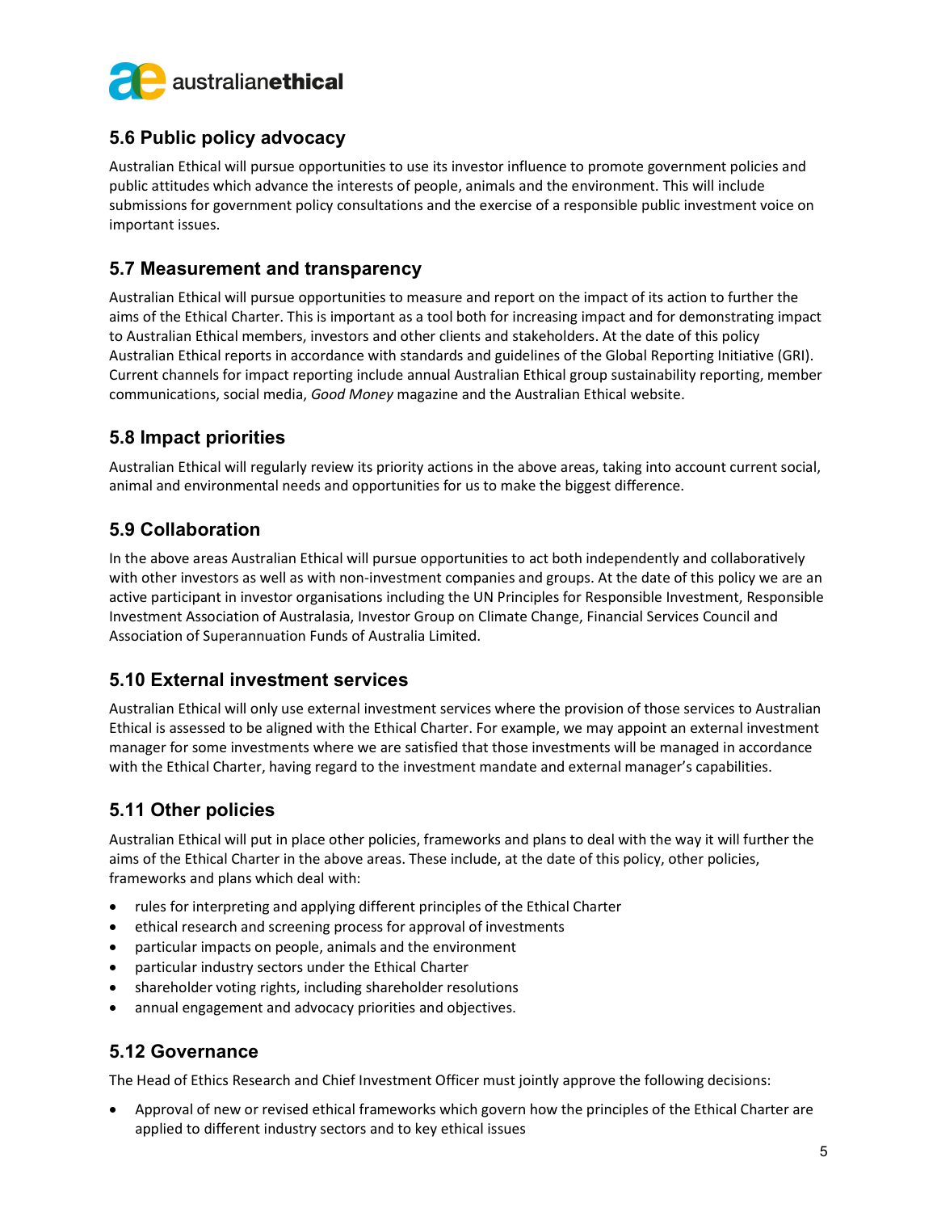## 5.6 Public policy advocacy

Australian Ethical will pursue opportunities to use its investor influence to promote government policies and public attitudes which advance the interests of people, animals and the environment. This will include submissions for government policy consultations and the exercise of a responsible public investment voice on important issues.

## 5.7 Measurement and transparency

Australian Ethical will pursue opportunities to measure and report on the impact of its action to further the aims of the Ethical Charter. This is important as a tool both for increasing impact and for demonstrating impact to Australian Ethical members, investors and other clients and stakeholders. At the date of this policy Australian Ethical reports in accordance with standards and guidelines of the Global Reporting Initiative (GRI). Current channels for impact reporting include annual Australian Ethical group sustainability reporting, member communications, social media, *Good Money* magazine and the Australian Ethical website.

## 5.8 Impact priorities

Australian Ethical will regularly review its priority actions in the above areas, taking into account current social, animal and environmental needs and opportunities for us to make the biggest difference.

## 5.9 Collaboration

In the above areas Australian Ethical will pursue opportunities to act both independently and collaboratively with other investors as well as with non-investment companies and groups. At the date of this policy we are an active participant in investor organisations including the UN Principles for Responsible Investment, Responsible Investment Association of Australasia, Investor Group on Climate Change, Financial Services Council and Association of Superannuation Funds of Australia Limited.

## 5.10 External investment services

Australian Ethical will only use external investment services where the provision of those services to Australian Ethical is assessed to be aligned with the Ethical Charter. For example, we may appoint an external investment manager for some investments where we are satisfied that those investments will be managed in accordance with the Ethical Charter, having regard to the investment mandate and external manager's capabilities.

## 5.11 Other policies

Australian Ethical will put in place other policies, frameworks and plans to deal with the way it will further the aims of the Ethical Charter in the above areas. These include, at the date of this policy, other policies, frameworks and plans which deal with:

- rules for interpreting and applying different principles of the Ethical Charter
- ethical research and screening process for approval of investments
- particular impacts on people, animals and the environment
- particular industry sectors under the Ethical Charter
- shareholder voting rights, including shareholder resolutions
- annual engagement and advocacy priorities and objectives.

## 5.12 Governance

The Head of Ethics Research and Chief Investment Officer must jointly approve the following decisions:

- Approval of new or revised ethical frameworks which govern how the principles of the Ethical Charter are applied to different industry sectors and to key ethical issues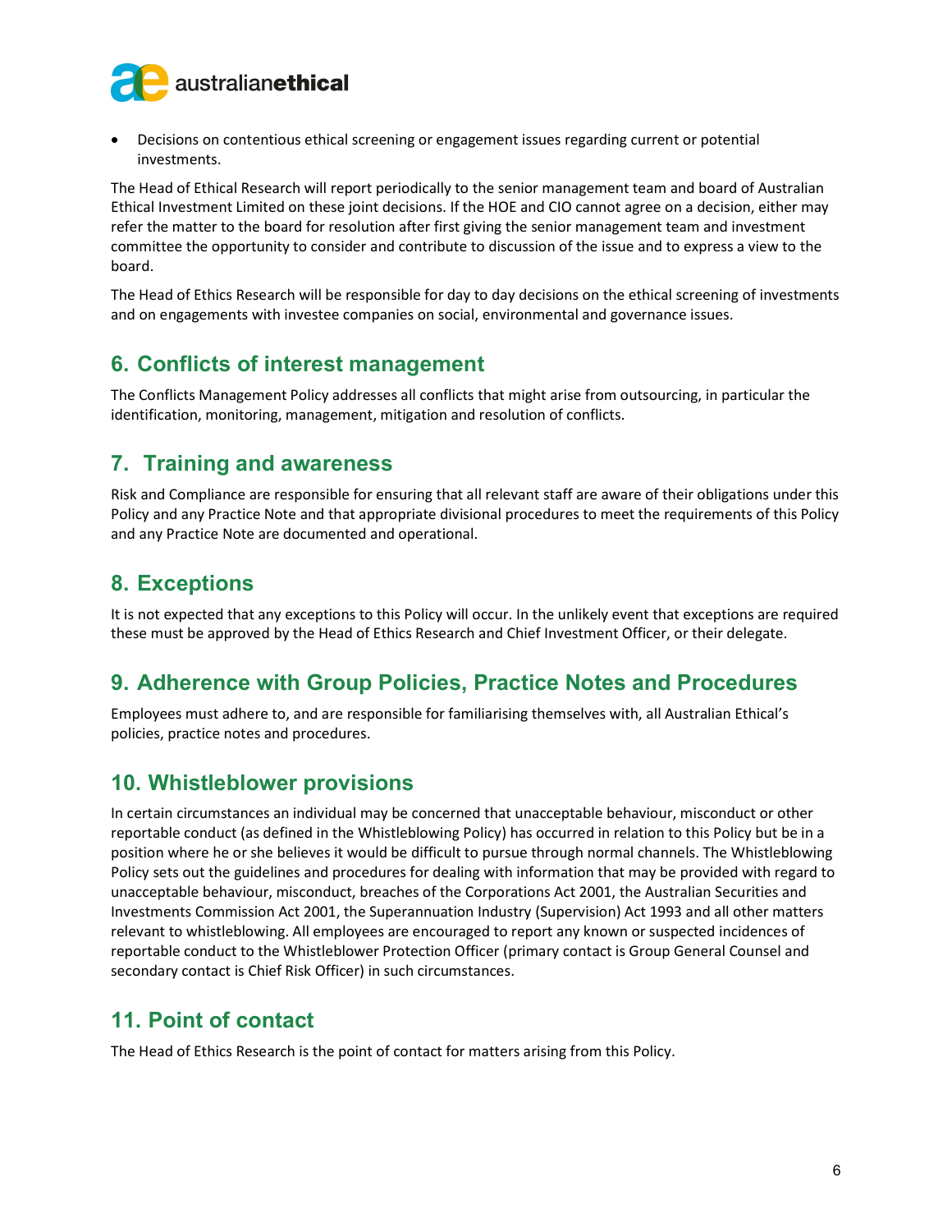- Decisions on contentious ethical screening or engagement issues regarding current or potential investments.

The Head of Ethical Research will report periodically to the senior management team and board of Australian Ethical Investment Limited on these joint decisions. If the HOE and CIO cannot agree on a decision, either may refer the matter to the board for resolution after first giving the senior management team and investment committee the opportunity to consider and contribute to discussion of the issue and to express a view to the board.

The Head of Ethics Research will be responsible for day to day decisions on the ethical screening of investments and on engagements with investee companies on social, environmental and governance issues.

## 6. Conflicts of interest management

The Conflicts Management Policy addresses all conflicts that might arise from outsourcing, in particular the identification, monitoring, management, mitigation and resolution of conflicts.

## 7. Training and awareness

Risk and Compliance are responsible for ensuring that all relevant staff are aware of their obligations under this Policy and any Practice Note and that appropriate divisional procedures to meet the requirements of this Policy and any Practice Note are documented and operational.

## 8. Exceptions

It is not expected that any exceptions to this Policy will occur. In the unlikely event that exceptions are required these must be approved by the Head of Ethics Research and Chief Investment Officer, or their delegate.

## 9. Adherence with Group Policies, Practice Notes and Procedures

Employees must adhere to, and are responsible for familiarising themselves with, all Australian Ethical's policies, practice notes and procedures.

## 10. Whistleblower provisions

In certain circumstances an individual may be concerned that unacceptable behaviour, misconduct or other reportable conduct (as defined in the Whistleblowing Policy) has occurred in relation to this Policy but be in a position where he or she believes it would be difficult to pursue through normal channels. The Whistleblowing Policy sets out the guidelines and procedures for dealing with information that may be provided with regard to unacceptable behaviour, misconduct, breaches of the Corporations Act 2001, the Australian Securities and Investments Commission Act 2001, the Superannuation Industry (Supervision) Act 1993 and all other matters relevant to whistleblowing. All employees are encouraged to report any known or suspected incidences of reportable conduct to the Whistleblower Protection Officer (primary contact is Group General Counsel and secondary contact is Chief Risk Officer) in such circumstances.

## 11. Point of contact

The Head of Ethics Research is the point of contact for matters arising from this Policy.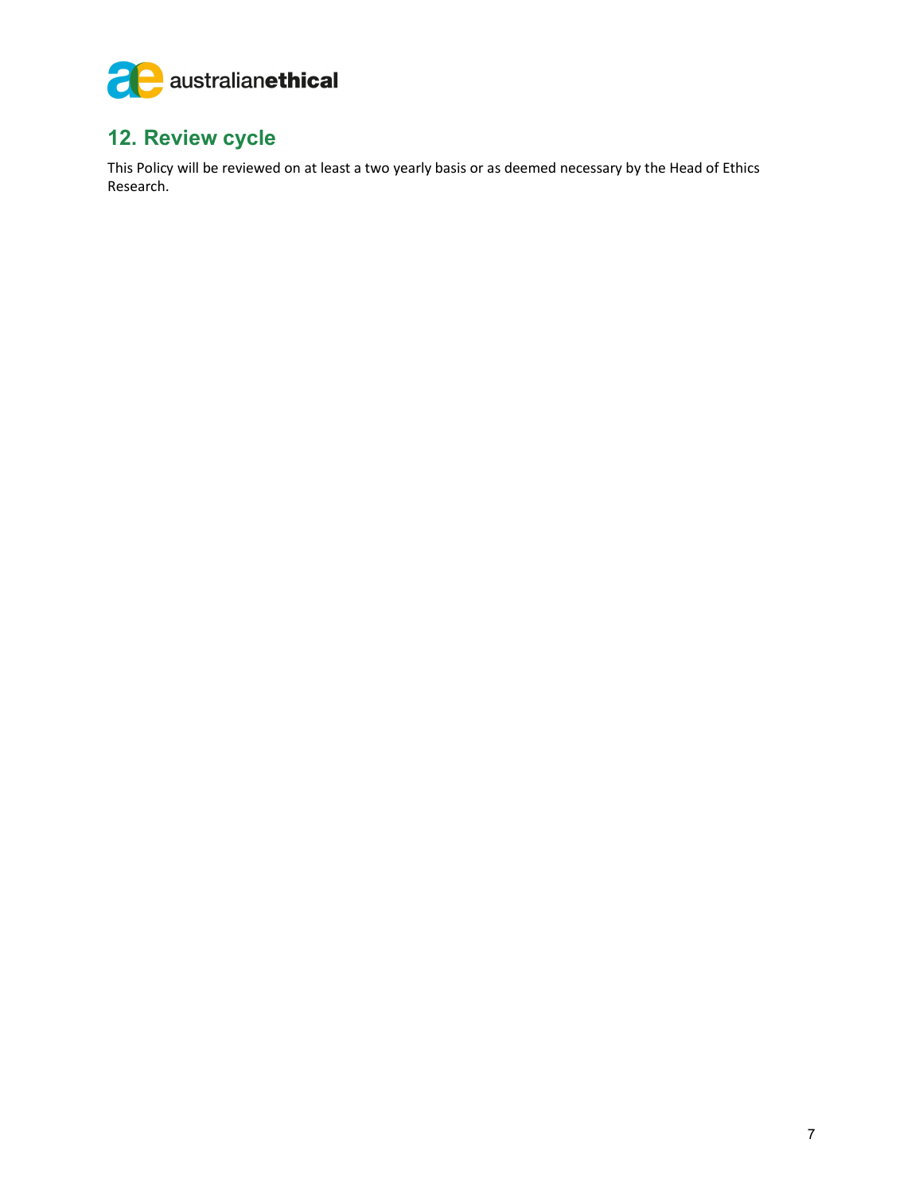## 12. Review cycle

This Policy will be reviewed on at least a two yearly basis or as deemed necessary by the Head of Ethics Research.